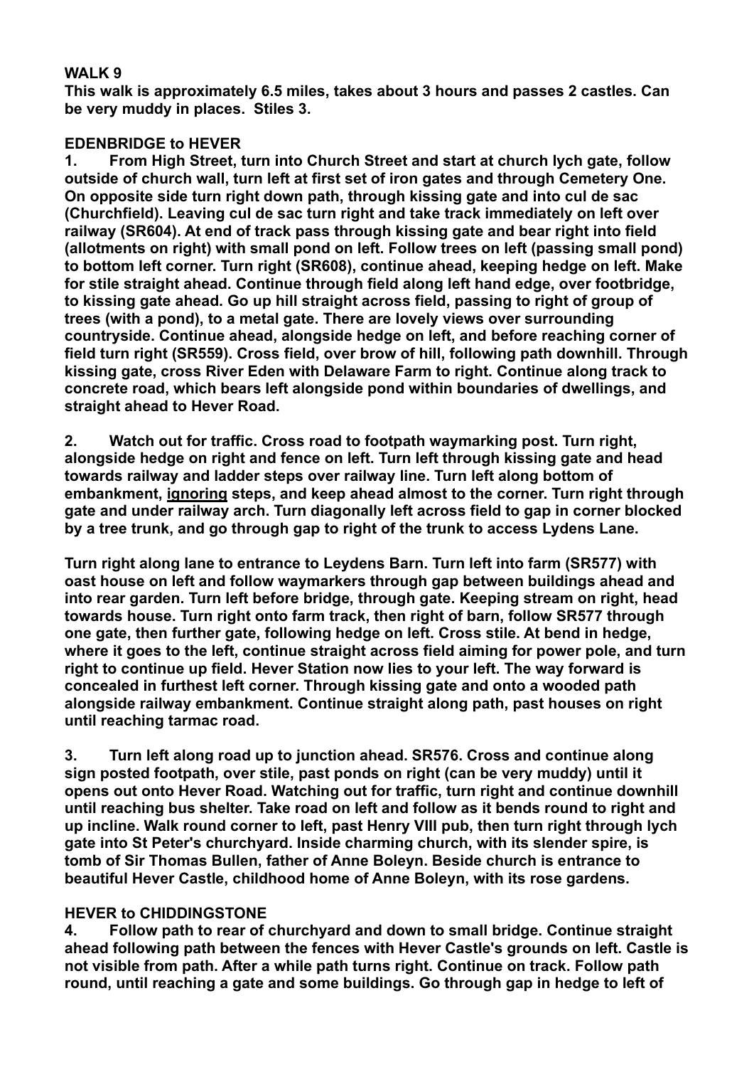## WALK 9

**This walk is approximately 6.5 miles, takes about 3 hours and passes 2 castles. Can be very muddy in places. Stiles 3.**

### EDENBRIDGE to HEVER

**1. From High Street, turn into Church Street and start at church lych gate, follow outside of church wall, turn left at first set of iron gates and through Cemetery One. On opposite side turn right down path, through kissing gate and into cul de sac (Churchfield). Leaving cul de sac turn right and take track immediately on left over railway (SR604). At end of track pass through kissing gate and bear right into field (allotments on right) with small pond on left. Follow trees on left (passing small pond) to bottom left corner. Turn right (SR608), continue ahead, keeping hedge on left. Make for stile straight ahead. Continue through field along left hand edge, over footbridge, to kissing gate ahead. Go up hill straight across field, passing to right of group of trees (with a pond), to a metal gate. There are lovely views over surrounding countryside. Continue ahead, alongside hedge on left, and before reaching corner of field turn right (SR559). Cross field, over brow of hill, following path downhill. Through kissing gate, cross River Eden with Delaware Farm to right. Continue along track to concrete road, which bears left alongside pond within boundaries of dwellings, and straight ahead to Hever Road.**

**2. Watch out for traffic. Cross road to footpath waymarking post. Turn right, alongside hedge on right and fence on left. Turn left through kissing gate and head towards railway and ladder steps over railway line. Turn left along bottom of embankment, <u>ignoring</u> steps, and keep ahead almost to the corner. Turn right through gate and under railway arch. Turn diagonally left across field to gap in corner blocked by a tree trunk, and go through gap to right of the trunk to access Lydens Lane.**

**Turn right along lane to entrance to Leydens Barn. Turn left into farm (SR577) with oast house on left and follow waymarkers through gap between buildings ahead and into rear garden. Turn left before bridge, through gate. Keeping stream on right, head towards house. Turn right onto farm track, then right of barn, follow SR577 through one gate, then further gate, following hedge on left. Cross stile. At bend in hedge, where it goes to the left, continue straight across field aiming for power pole, and turn right to continue up field. Hever Station now lies to your left. The way forward is concealed in furthest left corner. Through kissing gate and onto a wooded path alongside railway embankment. Continue straight along path, past houses on right until reaching tarmac road.**

**3. Turn left along road up to junction ahead. SR576. Cross and continue along sign posted footpath, over stile, past ponds on right (can be very muddy) until it opens out onto Hever Road. Watching out for traffic, turn right and continue downhill until reaching bus shelter. Take road on left and follow as it bends round to right and up incline. Walk round corner to left, past Henry VIII pub, then turn right through lych gate into St Peter's churchyard. Inside charming church, with its slender spire, is tomb of Sir Thomas Bullen, father of Anne Boleyn. Beside church is entrance to beautiful Hever Castle, childhood home of Anne Boleyn, with its rose gardens.**

### HEVER to CHIDDINGSTONE

**4. Follow path to rear of churchyard and down to small bridge. Continue straight ahead following path between the fences with Hever Castle's grounds on left. Castle is not visible from path. After a while path turns right. Continue on track. Follow path round, until reaching a gate and some buildings. Go through gap in hedge to left of**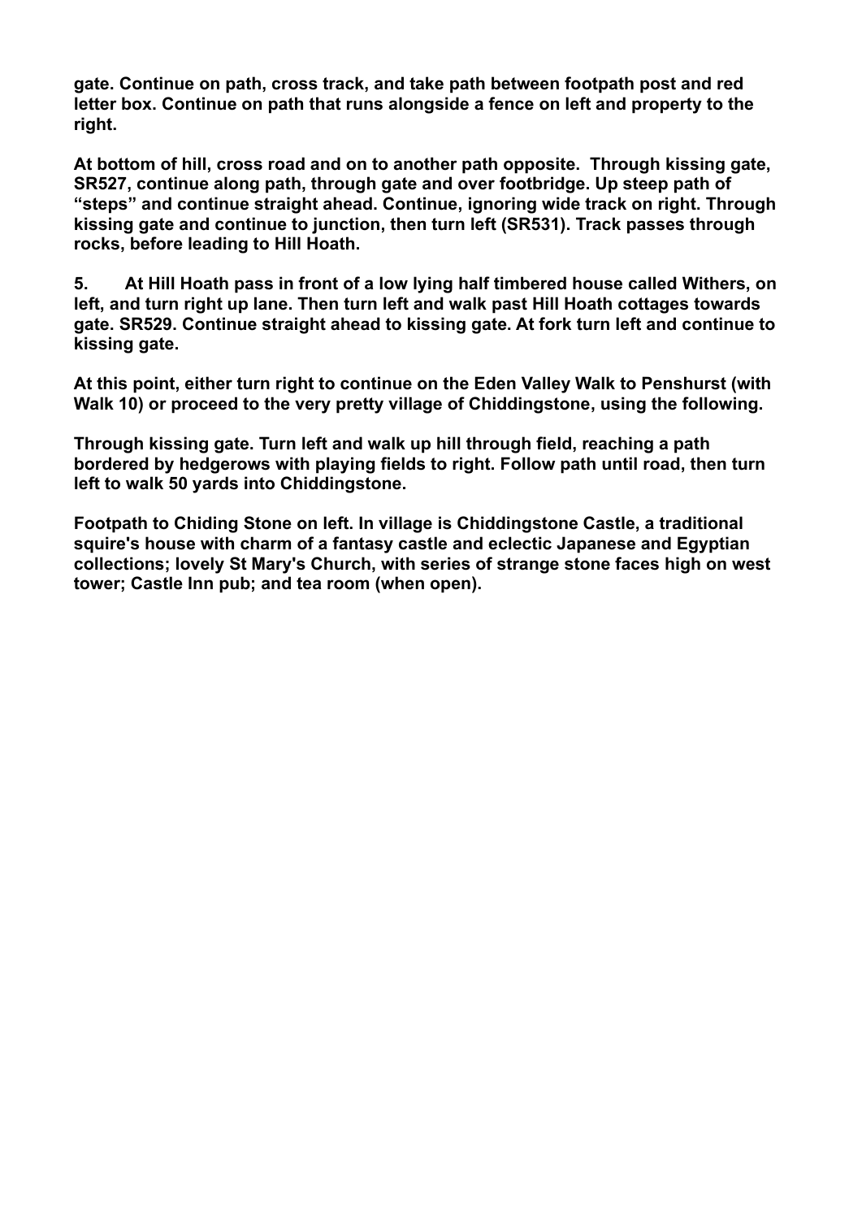**gate. Continue on path, cross track, and take path between footpath post and red letter box. Continue on path that runs alongside a fence on left and property to the right.**

**At bottom of hill, cross road and on to another path opposite. Through kissing gate, SR527, continue along path, through gate and over footbridge. Up steep path of "steps" and continue straight ahead. Continue, ignoring wide track on right. Through kissing gate and continue to junction, then turn left (SR531). Track passes through rocks, before leading to Hill Hoath.**

**5. At Hill Hoath pass in front of a low lying half timbered house called Withers, on left, and turn right up lane. Then turn left and walk past Hill Hoath cottages towards gate. SR529. Continue straight ahead to kissing gate. At fork turn left and continue to kissing gate.**

**At this point, either turn right to continue on the Eden Valley Walk to Penshurst (with Walk 10) or proceed to the very pretty village of Chiddingstone, using the following.**

**Through kissing gate. Turn left and walk up hill through field, reaching a path bordered by hedgerows with playing fields to right. Follow path until road, then turn left to walk 50 yards into Chiddingstone.**

**Footpath to Chiding Stone on left. In village is Chiddingstone Castle, a traditional squire's house with charm of a fantasy castle and eclectic Japanese and Egyptian collections; lovely St Mary's Church, with series of strange stone faces high on west tower; Castle Inn pub; and tea room (when open).**